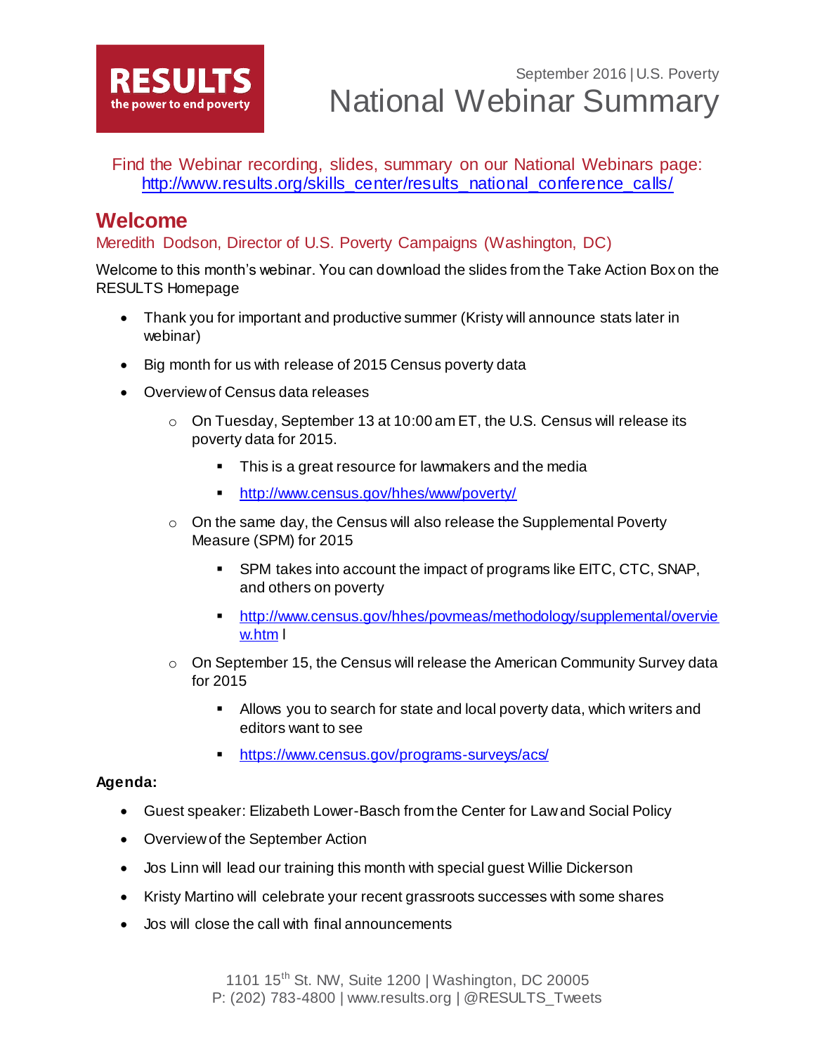RESULTS
the power to end poverty

September 2016 | U.S. Poverty

# National Webinar Summary

Find the Webinar recording, slides, summary on our National Webinars page: http://www.results.org/skills_center/results_national_conference_calls/

## Welcome

Meredith Dodson, Director of U.S. Poverty Campaigns (Washington, DC)

Welcome to this month's webinar. You can download the slides from the Take Action Box on the RESULTS Homepage

- Thank you for important and productive summer (Kristy will announce stats later in webinar)
- Big month for us with release of 2015 Census poverty data
- Overview of Census data releases
  - On Tuesday, September 13 at 10:00 am ET, the U.S. Census will release its poverty data for 2015.
    - This is a great resource for lawmakers and the media
    - http://www.census.gov/hhes/www/poverty/
  - On the same day, the Census will also release the Supplemental Poverty Measure (SPM) for 2015
    - SPM takes into account the impact of programs like EITC, CTC, SNAP, and others on poverty
    - http://www.census.gov/hhes/povmeas/methodology/supplemental/overview.htm l
  - On September 15, the Census will release the American Community Survey data for 2015
    - Allows you to search for state and local poverty data, which writers and editors want to see
    - https://www.census.gov/programs-surveys/acs/

**Agenda:**

- Guest speaker: Elizabeth Lower-Basch from the Center for Law and Social Policy
- Overview of the September Action
- Jos Linn will lead our training this month with special guest Willie Dickerson
- Kristy Martino will celebrate your recent grassroots successes with some shares
- Jos will close the call with final announcements

1101 15th St. NW, Suite 1200 | Washington, DC 20005
P: (202) 783-4800 | www.results.org | @RESULTS_Tweets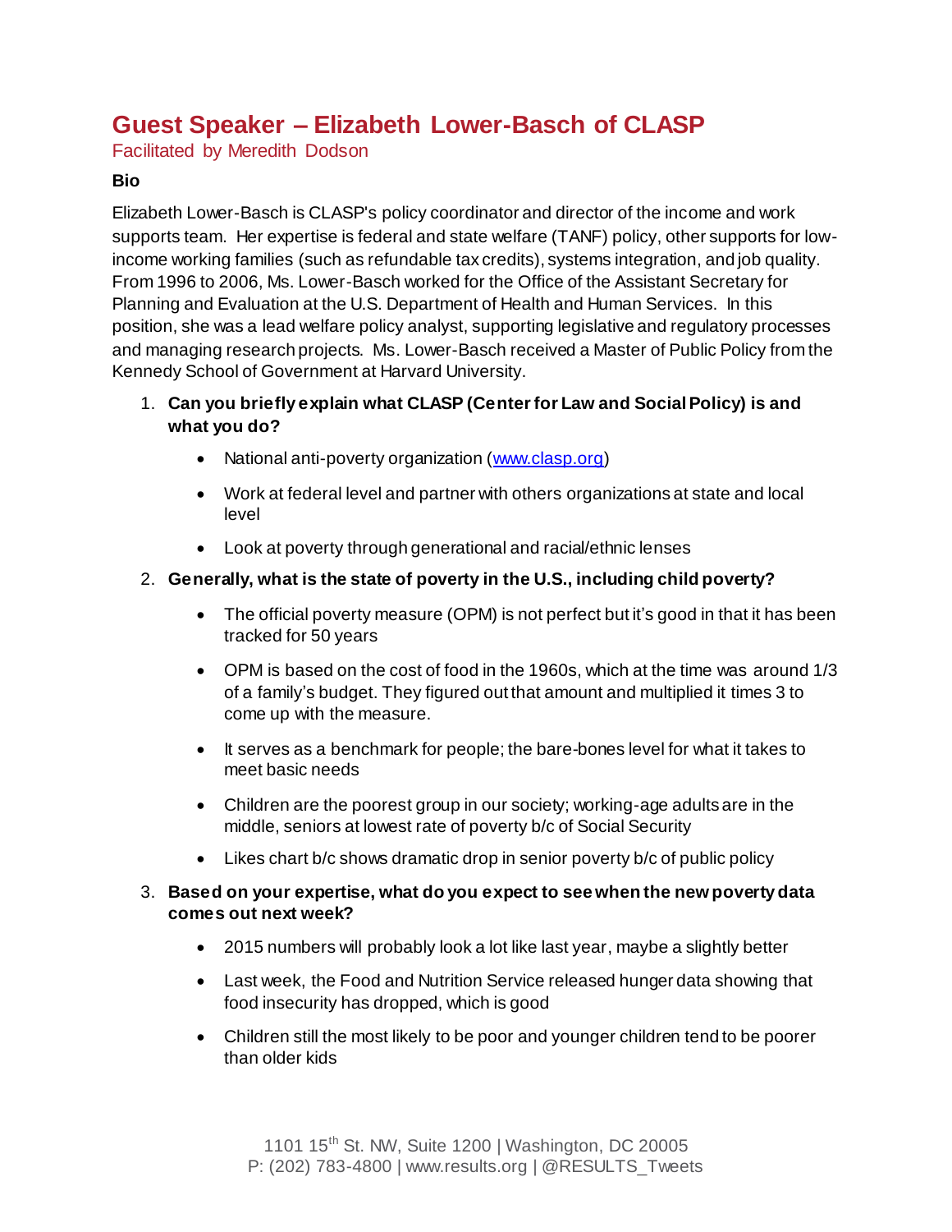# Guest Speaker – Elizabeth Lower-Basch of CLASP

Facilitated by Meredith Dodson

**Bio**

Elizabeth Lower-Basch is CLASP's policy coordinator and director of the income and work supports team. Her expertise is federal and state welfare (TANF) policy, other supports for low-income working families (such as refundable tax credits), systems integration, and job quality. From 1996 to 2006, Ms. Lower-Basch worked for the Office of the Assistant Secretary for Planning and Evaluation at the U.S. Department of Health and Human Services. In this position, she was a lead welfare policy analyst, supporting legislative and regulatory processes and managing research projects. Ms. Lower-Basch received a Master of Public Policy from the Kennedy School of Government at Harvard University.

1. **Can you briefly explain what CLASP (Center for Law and Social Policy) is and what you do?**
   - National anti-poverty organization ([www.clasp.org](www.clasp.org))
   - Work at federal level and partner with others organizations at state and local level
   - Look at poverty through generational and racial/ethnic lenses
2. **Generally, what is the state of poverty in the U.S., including child poverty?**
   - The official poverty measure (OPM) is not perfect but it's good in that it has been tracked for 50 years
   - OPM is based on the cost of food in the 1960s, which at the time was around 1/3 of a family's budget. They figured out that amount and multiplied it times 3 to come up with the measure.
   - It serves as a benchmark for people; the bare-bones level for what it takes to meet basic needs
   - Children are the poorest group in our society; working-age adults are in the middle, seniors at lowest rate of poverty b/c of Social Security
   - Likes chart b/c shows dramatic drop in senior poverty b/c of public policy
3. **Based on your expertise, what do you expect to see when the new poverty data comes out next week?**
   - 2015 numbers will probably look a lot like last year, maybe a slightly better
   - Last week, the Food and Nutrition Service released hunger data showing that food insecurity has dropped, which is good
   - Children still the most likely to be poor and younger children tend to be poorer than older kids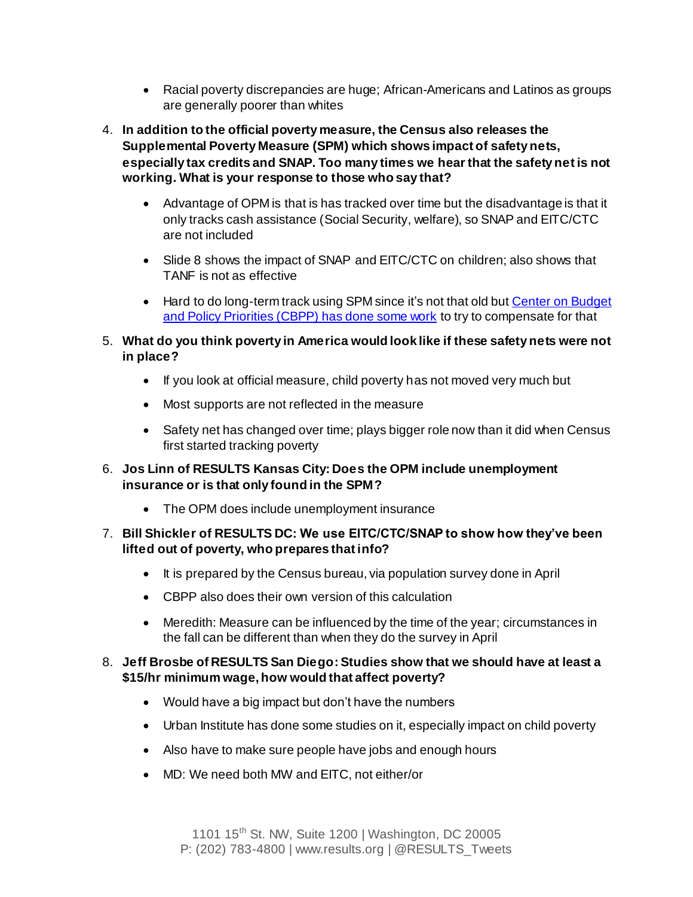- Racial poverty discrepancies are huge; African-Americans and Latinos as groups are generally poorer than whites

4. **In addition to the official poverty measure, the Census also releases the Supplemental Poverty Measure (SPM) which shows impact of safety nets, especially tax credits and SNAP. Too many times we hear that the safety net is not working. What is your response to those who say that?**
   - Advantage of OPM is that is has tracked over time but the disadvantage is that it only tracks cash assistance (Social Security, welfare), so SNAP and EITC/CTC are not included
   - Slide 8 shows the impact of SNAP and EITC/CTC on children; also shows that TANF is not as effective
   - Hard to do long-term track using SPM since it's not that old but [Center on Budget and Policy Priorities (CBPP) has done some work]() to try to compensate for that

5. **What do you think poverty in America would look like if these safety nets were not in place?**
   - If you look at official measure, child poverty has not moved very much but
   - Most supports are not reflected in the measure
   - Safety net has changed over time; plays bigger role now than it did when Census first started tracking poverty

6. **Jos Linn of RESULTS Kansas City: Does the OPM include unemployment insurance or is that only found in the SPM?**
   - The OPM does include unemployment insurance

7. **Bill Shickler of RESULTS DC: We use EITC/CTC/SNAP to show how they've been lifted out of poverty, who prepares that info?**
   - It is prepared by the Census bureau, via population survey done in April
   - CBPP also does their own version of this calculation
   - Meredith: Measure can be influenced by the time of the year; circumstances in the fall can be different than when they do the survey in April

8. **Jeff Brosbe of RESULTS San Diego: Studies show that we should have at least a $15/hr minimum wage, how would that affect poverty?**
   - Would have a big impact but don't have the numbers
   - Urban Institute has done some studies on it, especially impact on child poverty
   - Also have to make sure people have jobs and enough hours
   - MD: We need both MW and EITC, not either/or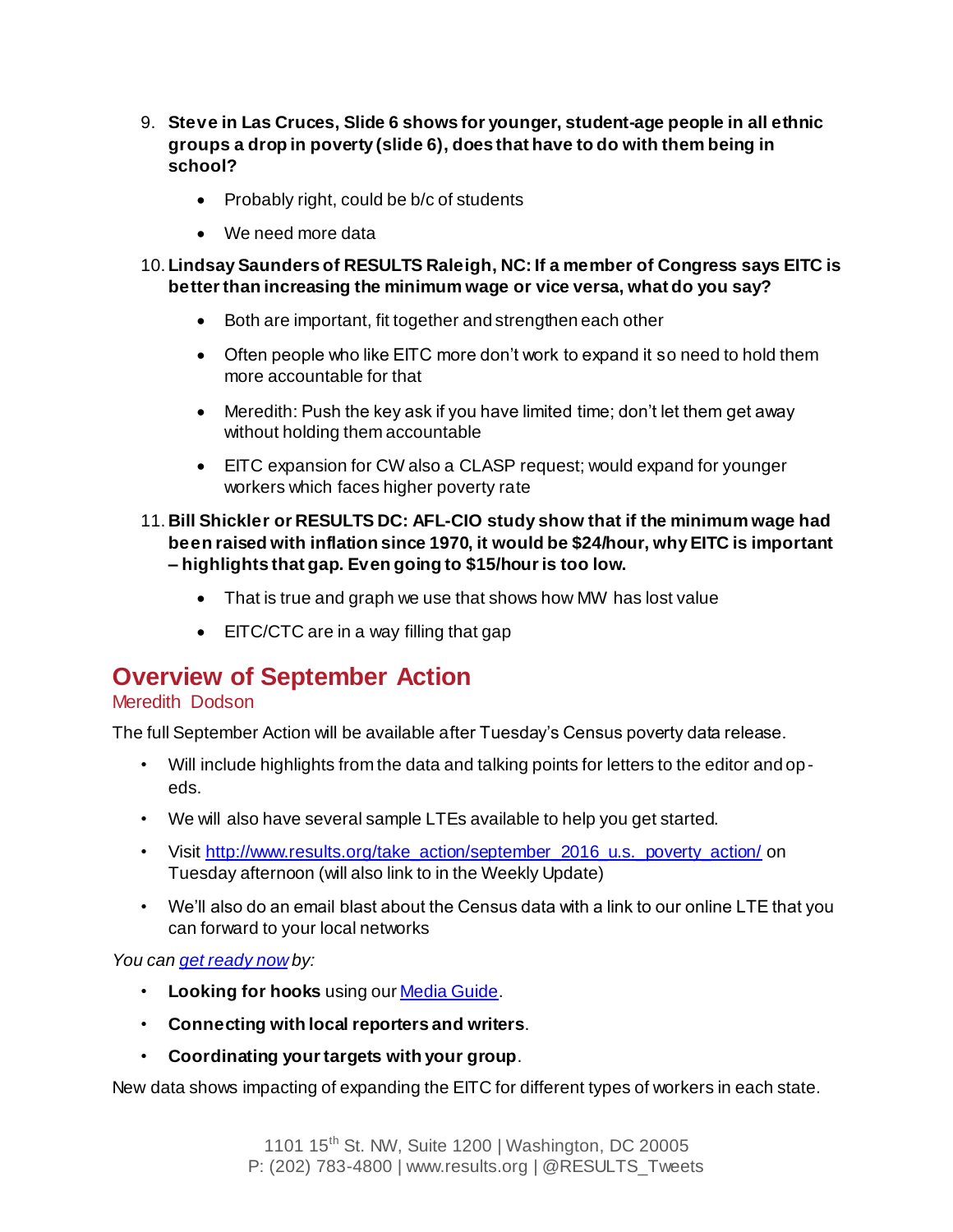9. **Steve in Las Cruces, Slide 6 shows for younger, student-age people in all ethnic groups a drop in poverty (slide 6), does that have to do with them being in school?**
   - Probably right, could be b/c of students
   - We need more data
10. **Lindsay Saunders of RESULTS Raleigh, NC: If a member of Congress says EITC is better than increasing the minimum wage or vice versa, what do you say?**
    - Both are important, fit together and strengthen each other
    - Often people who like EITC more don't work to expand it so need to hold them more accountable for that
    - Meredith: Push the key ask if you have limited time; don't let them get away without holding them accountable
    - EITC expansion for CW also a CLASP request; would expand for younger workers which faces higher poverty rate
11. **Bill Shickler or RESULTS DC: AFL-CIO study show that if the minimum wage had been raised with inflation since 1970, it would be $24/hour, why EITC is important – highlights that gap. Even going to $15/hour is too low.**
    - That is true and graph we use that shows how MW has lost value
    - EITC/CTC are in a way filling that gap

## Overview of September Action

Meredith Dodson

The full September Action will be available after Tuesday's Census poverty data release.

- Will include highlights from the data and talking points for letters to the editor and op-eds.
- We will also have several sample LTEs available to help you get started.
- Visit [http://www.results.org/take_action/september_2016_u.s._poverty_action/](http://www.results.org/take_action/september_2016_u.s._poverty_action/) on Tuesday afternoon (will also link to in the Weekly Update)
- We'll also do an email blast about the Census data with a link to our online LTE that you can forward to your local networks

*You can [get ready now](#) by:*

- **Looking for hooks** using our [Media Guide](#).
- **Connecting with local reporters and writers**.
- **Coordinating your targets with your group**.

New data shows impacting of expanding the EITC for different types of workers in each state.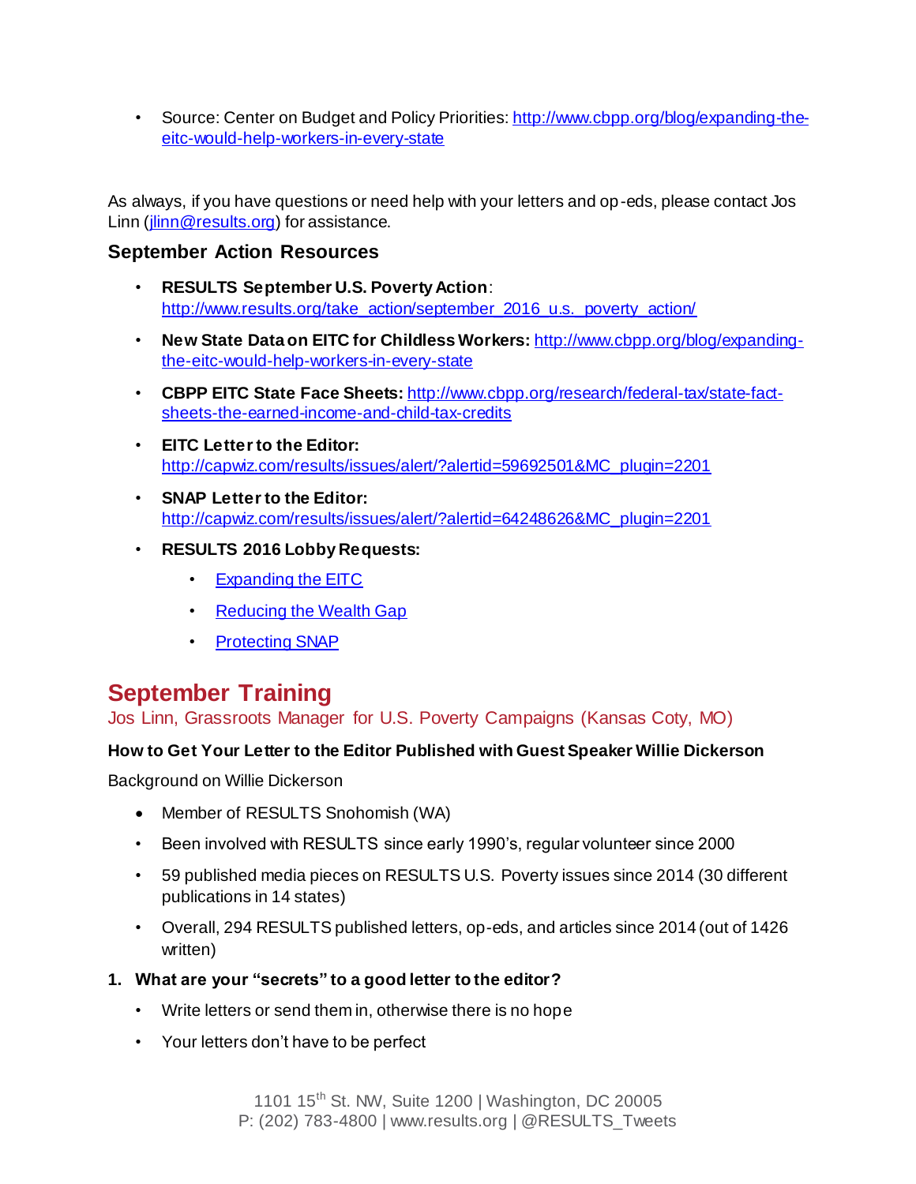- Source: Center on Budget and Policy Priorities: http://www.cbpp.org/blog/expanding-the-eitc-would-help-workers-in-every-state

As always, if you have questions or need help with your letters and op-eds, please contact Jos Linn (jlinn@results.org) for assistance.

### September Action Resources

- **RESULTS September U.S. Poverty Action**: http://www.results.org/take_action/september_2016_u.s._poverty_action/
- **New State Data on EITC for Childless Workers:** http://www.cbpp.org/blog/expanding-the-eitc-would-help-workers-in-every-state
- **CBPP EITC State Face Sheets:** http://www.cbpp.org/research/federal-tax/state-fact-sheets-the-earned-income-and-child-tax-credits
- **EITC Letter to the Editor:** http://capwiz.com/results/issues/alert/?alertid=59692501&MC_plugin=2201
- **SNAP Letter to the Editor:** http://capwiz.com/results/issues/alert/?alertid=64248626&MC_plugin=2201
- **RESULTS 2016 Lobby Requests:**
  - Expanding the EITC
  - Reducing the Wealth Gap
  - Protecting SNAP

## September Training

Jos Linn, Grassroots Manager for U.S. Poverty Campaigns (Kansas Coty, MO)

**How to Get Your Letter to the Editor Published with Guest Speaker Willie Dickerson**

Background on Willie Dickerson

- Member of RESULTS Snohomish (WA)
- Been involved with RESULTS since early 1990's, regular volunteer since 2000
- 59 published media pieces on RESULTS U.S. Poverty issues since 2014 (30 different publications in 14 states)
- Overall, 294 RESULTS published letters, op-eds, and articles since 2014 (out of 1426 written)

1. **What are your "secrets" to a good letter to the editor?**
   - Write letters or send them in, otherwise there is no hope
   - Your letters don't have to be perfect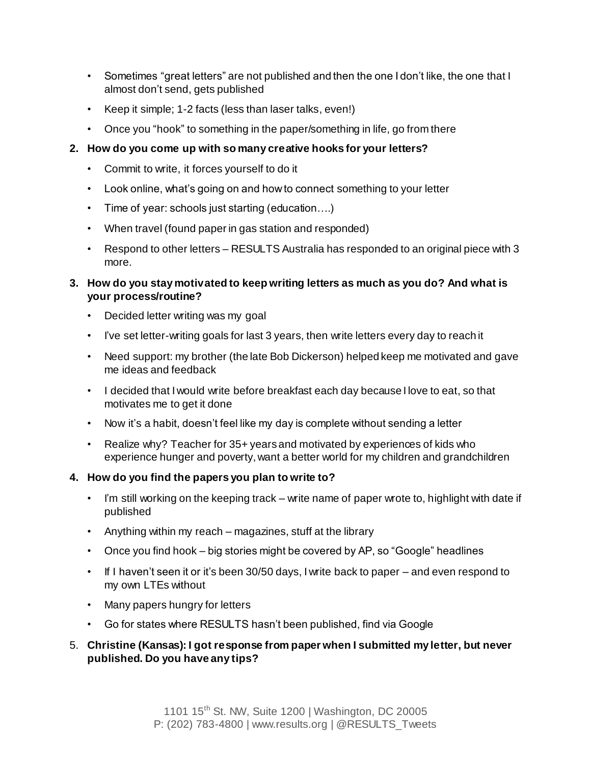- Sometimes "great letters" are not published and then the one I don't like, the one that I almost don't send, gets published
- Keep it simple; 1-2 facts (less than laser talks, even!)
- Once you "hook" to something in the paper/something in life, go from there

2. **How do you come up with so many creative hooks for your letters?**
    - Commit to write, it forces yourself to do it
    - Look online, what's going on and how to connect something to your letter
    - Time of year: schools just starting (education….)
    - When travel (found paper in gas station and responded)
    - Respond to other letters – RESULTS Australia has responded to an original piece with 3 more.

3. **How do you stay motivated to keep writing letters as much as you do? And what is your process/routine?**
    - Decided letter writing was my goal
    - I've set letter-writing goals for last 3 years, then write letters every day to reach it
    - Need support: my brother (the late Bob Dickerson) helped keep me motivated and gave me ideas and feedback
    - I decided that I would write before breakfast each day because I love to eat, so that motivates me to get it done
    - Now it's a habit, doesn't feel like my day is complete without sending a letter
    - Realize why? Teacher for 35+ years and motivated by experiences of kids who experience hunger and poverty, want a better world for my children and grandchildren

4. **How do you find the papers you plan to write to?**
    - I'm still working on the keeping track – write name of paper wrote to, highlight with date if published
    - Anything within my reach – magazines, stuff at the library
    - Once you find hook – big stories might be covered by AP, so "Google" headlines
    - If I haven't seen it or it's been 30/50 days, I write back to paper – and even respond to my own LTEs without
    - Many papers hungry for letters
    - Go for states where RESULTS hasn't been published, find via Google

5. **Christine (Kansas): I got response from paper when I submitted my letter, but never published. Do you have any tips?**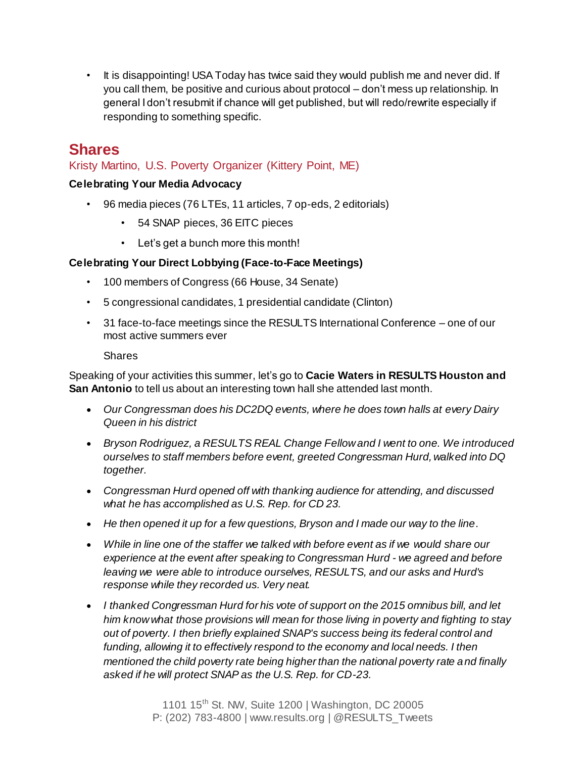- It is disappointing! USA Today has twice said they would publish me and never did. If you call them, be positive and curious about protocol – don't mess up relationship. In general I don't resubmit if chance will get published, but will redo/rewrite especially if responding to something specific.

## Shares

Kristy Martino, U.S. Poverty Organizer (Kittery Point, ME)

**Celebrating Your Media Advocacy**

- 96 media pieces (76 LTEs, 11 articles, 7 op-eds, 2 editorials)
  - 54 SNAP pieces, 36 EITC pieces
  - Let's get a bunch more this month!

**Celebrating Your Direct Lobbying (Face-to-Face Meetings)**

- 100 members of Congress (66 House, 34 Senate)
- 5 congressional candidates, 1 presidential candidate (Clinton)
- 31 face-to-face meetings since the RESULTS International Conference – one of our most active summers ever

  Shares

Speaking of your activities this summer, let's go to **Cacie Waters in RESULTS Houston and San Antonio** to tell us about an interesting town hall she attended last month.

- *Our Congressman does his DC2DQ events, where he does town halls at every Dairy Queen in his district*
- *Bryson Rodriguez, a RESULTS REAL Change Fellow and I went to one. We introduced ourselves to staff members before event, greeted Congressman Hurd, walked into DQ together.*
- *Congressman Hurd opened off with thanking audience for attending, and discussed what he has accomplished as U.S. Rep. for CD 23.*
- *He then opened it up for a few questions, Bryson and I made our way to the line.*
- *While in line one of the staffer we talked with before event as if we would share our experience at the event after speaking to Congressman Hurd - we agreed and before leaving we were able to introduce ourselves, RESULTS, and our asks and Hurd's response while they recorded us. Very neat.*
- *I thanked Congressman Hurd for his vote of support on the 2015 omnibus bill, and let him know what those provisions will mean for those living in poverty and fighting to stay out of poverty. I then briefly explained SNAP's success being its federal control and funding, allowing it to effectively respond to the economy and local needs. I then mentioned the child poverty rate being higher than the national poverty rate and finally asked if he will protect SNAP as the U.S. Rep. for CD-23.*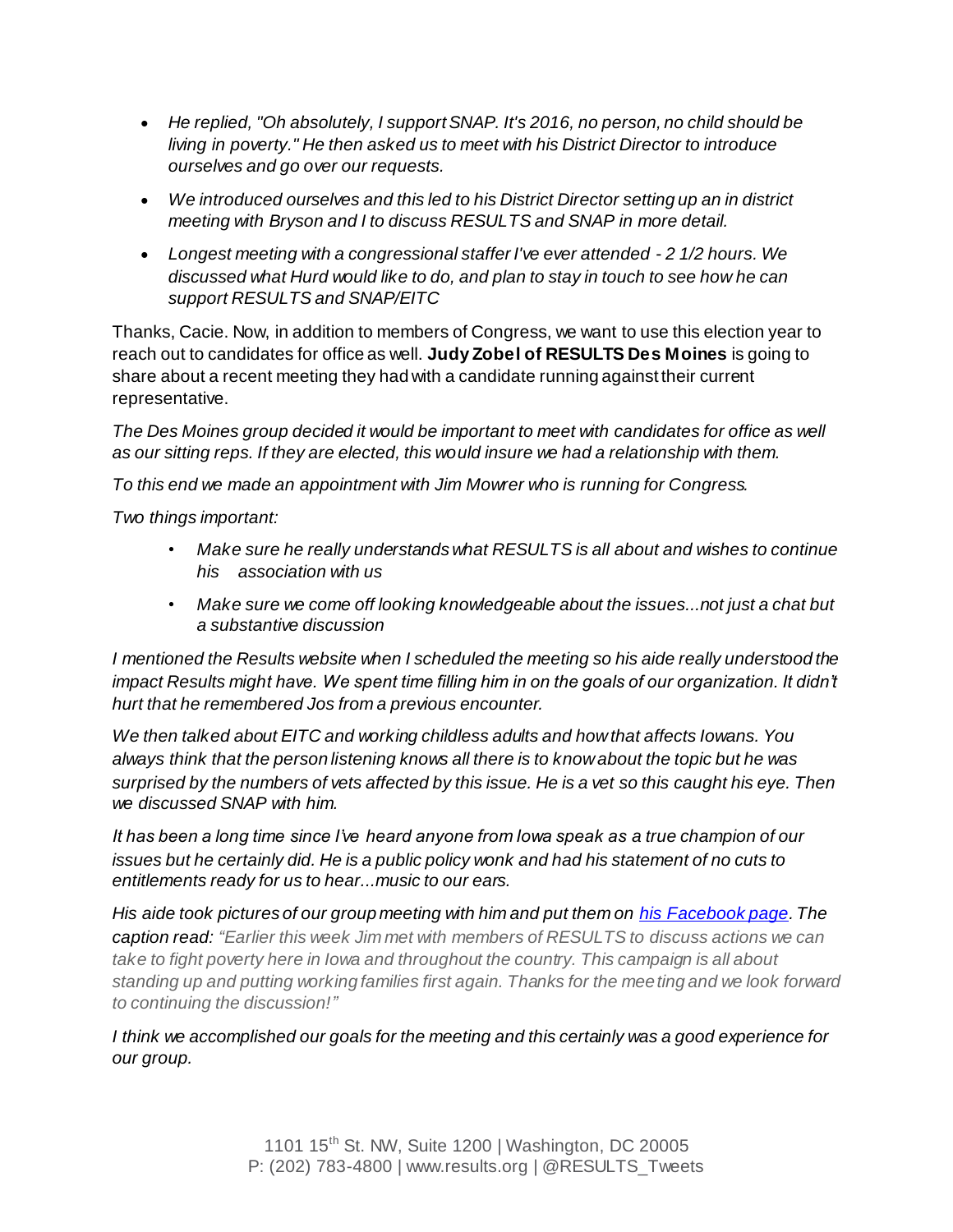- *He replied, "Oh absolutely, I support SNAP. It's 2016, no person, no child should be living in poverty." He then asked us to meet with his District Director to introduce ourselves and go over our requests.*
- *We introduced ourselves and this led to his District Director setting up an in district meeting with Bryson and I to discuss RESULTS and SNAP in more detail.*
- *Longest meeting with a congressional staffer I've ever attended - 2 1/2 hours. We discussed what Hurd would like to do, and plan to stay in touch to see how he can support RESULTS and SNAP/EITC*

Thanks, Cacie. Now, in addition to members of Congress, we want to use this election year to reach out to candidates for office as well. **Judy Zobel of RESULTS Des Moines** is going to share about a recent meeting they had with a candidate running against their current representative.

*The Des Moines group decided it would be important to meet with candidates for office as well as our sitting reps. If they are elected, this would insure we had a relationship with them.*

*To this end we made an appointment with Jim Mowrer who is running for Congress.*

*Two things important:*

- *Make sure he really understands what RESULTS is all about and wishes to continue his association with us*
- *Make sure we come off looking knowledgeable about the issues...not just a chat but a substantive discussion*

*I mentioned the Results website when I scheduled the meeting so his aide really understood the impact Results might have. We spent time filling him in on the goals of our organization. It didn't hurt that he remembered Jos from a previous encounter.*

*We then talked about EITC and working childless adults and how that affects Iowans. You always think that the person listening knows all there is to know about the topic but he was surprised by the numbers of vets affected by this issue. He is a vet so this caught his eye. Then we discussed SNAP with him.*

*It has been a long time since I've heard anyone from Iowa speak as a true champion of our issues but he certainly did. He is a public policy wonk and had his statement of no cuts to entitlements ready for us to hear...music to our ears.*

*His aide took pictures of our group meeting with him and put them on [his Facebook page](). The caption read: "Earlier this week Jim met with members of RESULTS to discuss actions we can take to fight poverty here in Iowa and throughout the country. This campaign is all about standing up and putting working families first again. Thanks for the meeting and we look forward to continuing the discussion!"*

*I think we accomplished our goals for the meeting and this certainly was a good experience for our group.*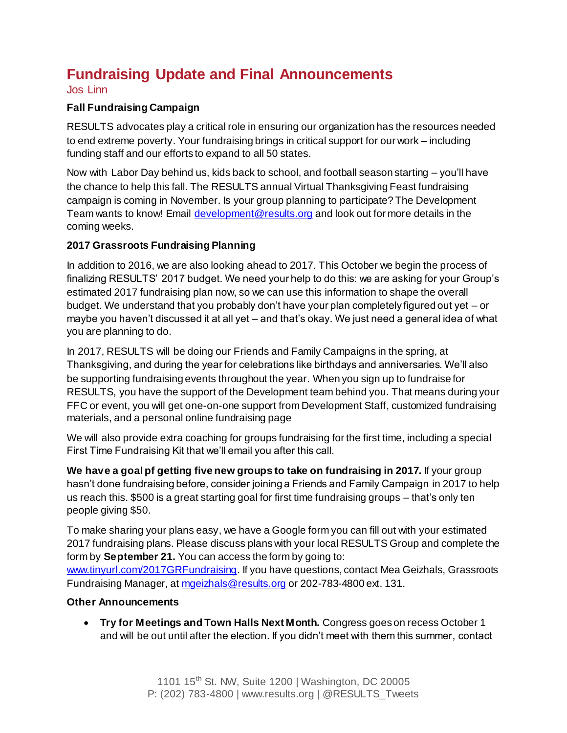# Fundraising Update and Final Announcements

Jos Linn

**Fall Fundraising Campaign**

RESULTS advocates play a critical role in ensuring our organization has the resources needed to end extreme poverty. Your fundraising brings in critical support for our work – including funding staff and our efforts to expand to all 50 states.

Now with Labor Day behind us, kids back to school, and football season starting – you'll have the chance to help this fall. The RESULTS annual Virtual Thanksgiving Feast fundraising campaign is coming in November. Is your group planning to participate? The Development Team wants to know! Email [development@results.org](mailto:development@results.org) and look out for more details in the coming weeks.

**2017 Grassroots Fundraising Planning**

In addition to 2016, we are also looking ahead to 2017. This October we begin the process of finalizing RESULTS' 2017 budget. We need your help to do this: we are asking for your Group's estimated 2017 fundraising plan now, so we can use this information to shape the overall budget. We understand that you probably don't have your plan completely figured out yet – or maybe you haven't discussed it at all yet – and that's okay. We just need a general idea of what you are planning to do.

In 2017, RESULTS will be doing our Friends and Family Campaigns in the spring, at Thanksgiving, and during the year for celebrations like birthdays and anniversaries. We'll also be supporting fundraising events throughout the year. When you sign up to fundraise for RESULTS, you have the support of the Development team behind you. That means during your FFC or event, you will get one-on-one support from Development Staff, customized fundraising materials, and a personal online fundraising page

We will also provide extra coaching for groups fundraising for the first time, including a special First Time Fundraising Kit that we'll email you after this call.

**We have a goal pf getting five new groups to take on fundraising in 2017.** If your group hasn't done fundraising before, consider joining a Friends and Family Campaign in 2017 to help us reach this. $500 is a great starting goal for first time fundraising groups – that's only ten people giving $50.

To make sharing your plans easy, we have a Google form you can fill out with your estimated 2017 fundraising plans. Please discuss plans with your local RESULTS Group and complete the form by **September 21.** You can access the form by going to: [www.tinyurl.com/2017GRFundraising](http://www.tinyurl.com/2017GRFundraising). If you have questions, contact Mea Geizhals, Grassroots Fundraising Manager, at [mgeizhals@results.org](mailto:mgeizhals@results.org) or 202-783-4800 ext. 131.

**Other Announcements**

- **Try for Meetings and Town Halls Next Month.** Congress goes on recess October 1 and will be out until after the election. If you didn't meet with them this summer, contact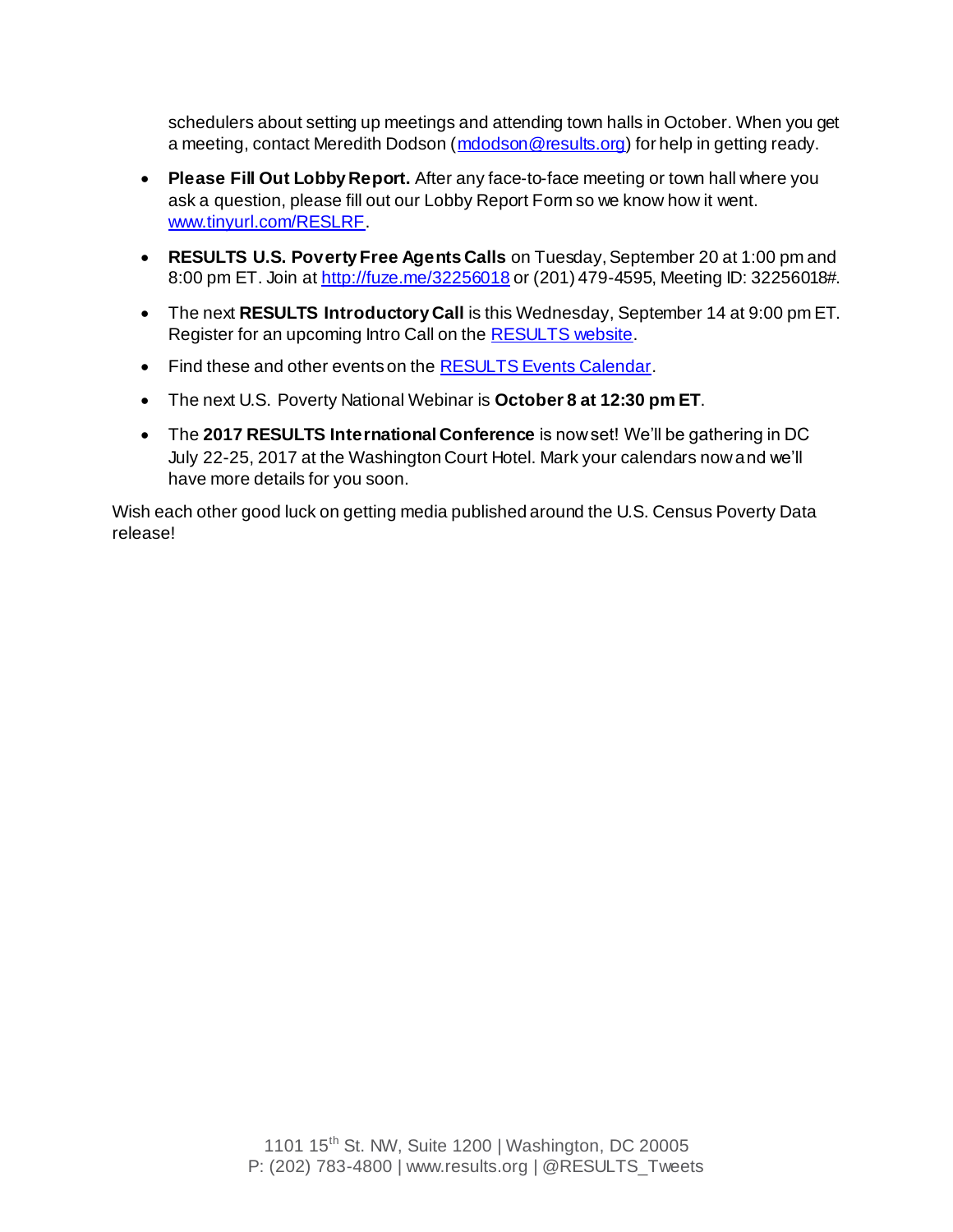schedulers about setting up meetings and attending town halls in October. When you get a meeting, contact Meredith Dodson (mdodson@results.org) for help in getting ready.

- **Please Fill Out Lobby Report.** After any face-to-face meeting or town hall where you ask a question, please fill out our Lobby Report Form so we know how it went. www.tinyurl.com/RESLRF.
- **RESULTS U.S. Poverty Free Agents Calls** on Tuesday, September 20 at 1:00 pm and 8:00 pm ET. Join at http://fuze.me/32256018 or (201) 479-4595, Meeting ID: 32256018#.
- The next **RESULTS Introductory Call** is this Wednesday, September 14 at 9:00 pm ET. Register for an upcoming Intro Call on the RESULTS website.
- Find these and other events on the RESULTS Events Calendar.
- The next U.S. Poverty National Webinar is **October 8 at 12:30 pm ET**.
- The **2017 RESULTS International Conference** is now set! We'll be gathering in DC July 22-25, 2017 at the Washington Court Hotel. Mark your calendars now and we'll have more details for you soon.

Wish each other good luck on getting media published around the U.S. Census Poverty Data release!

1101 15th St. NW, Suite 1200 | Washington, DC 20005
P: (202) 783-4800 | www.results.org | @RESULTS_Tweets